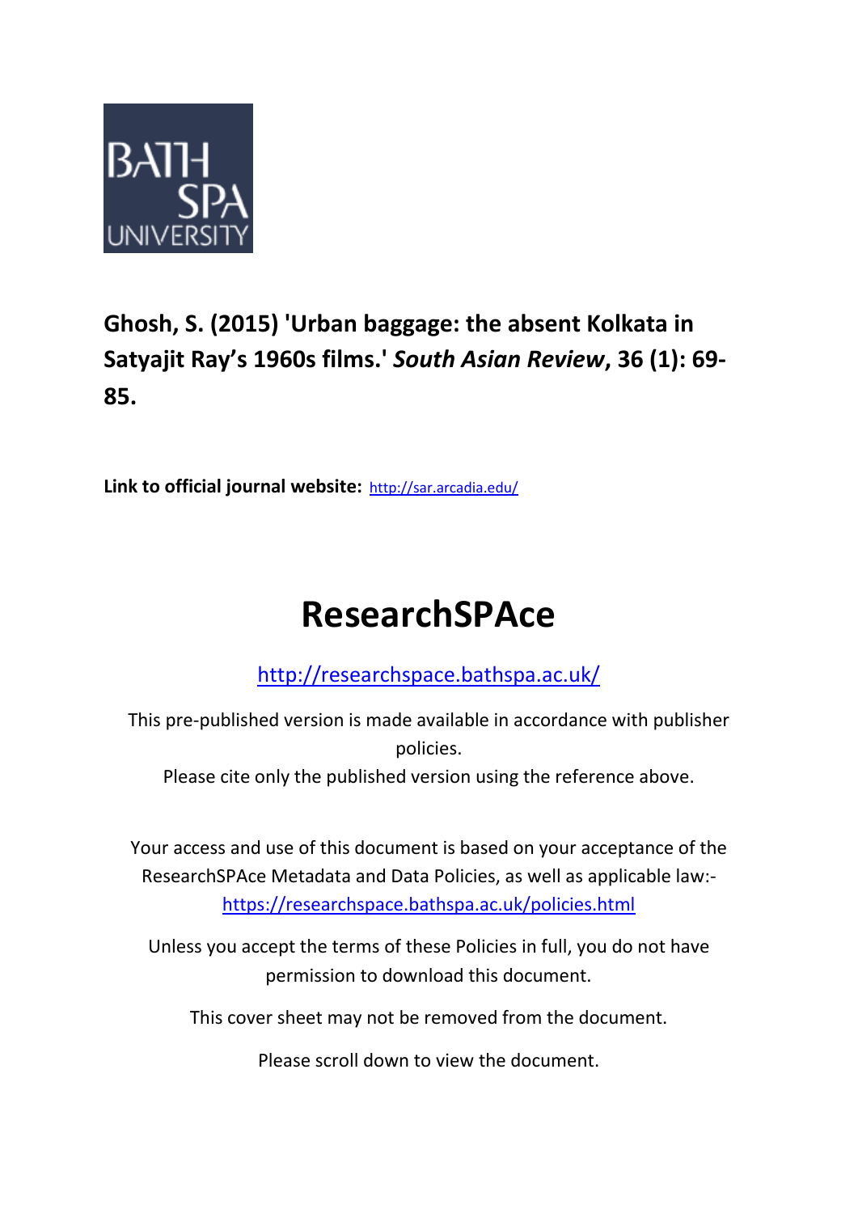BATH SPA UNIVERSITY

**Ghosh, S. (2015) 'Urban baggage: the absent Kolkata in Satyajit Ray's 1960s films.' *South Asian Review*, 36 (1): 69-85.**

**Link to official journal website:** http://sar.arcadia.edu/

# ResearchSPAce

http://researchspace.bathspa.ac.uk/

This pre-published version is made available in accordance with publisher policies.

Please cite only the published version using the reference above.

Your access and use of this document is based on your acceptance of the ResearchSPAce Metadata and Data Policies, as well as applicable law:- https://researchspace.bathspa.ac.uk/policies.html

Unless you accept the terms of these Policies in full, you do not have permission to download this document.

This cover sheet may not be removed from the document.

Please scroll down to view the document.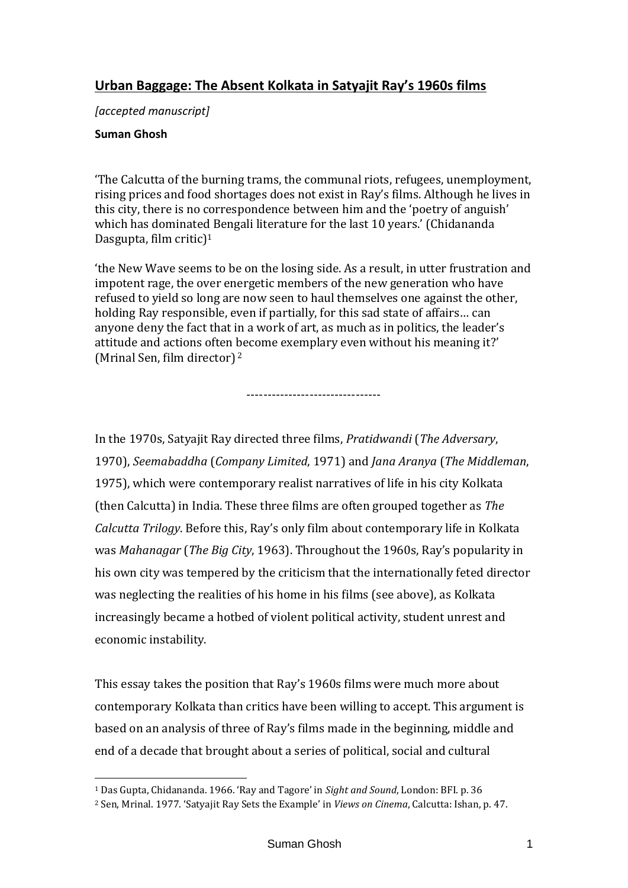## Urban Baggage: The Absent Kolkata in Satyajit Ray's 1960s films

*[accepted manuscript]*

**Suman Ghosh**

'The Calcutta of the burning trams, the communal riots, refugees, unemployment, rising prices and food shortages does not exist in Ray's films. Although he lives in this city, there is no correspondence between him and the 'poetry of anguish' which has dominated Bengali literature for the last 10 years.' (Chidananda Dasgupta, film critic)[1]

'the New Wave seems to be on the losing side. As a result, in utter frustration and impotent rage, the over energetic members of the new generation who have refused to yield so long are now seen to haul themselves one against the other, holding Ray responsible, even if partially, for this sad state of affairs… can anyone deny the fact that in a work of art, as much as in politics, the leader's attitude and actions often become exemplary even without his meaning it?' (Mrinal Sen, film director)[2]

--------------------------------

In the 1970s, Satyajit Ray directed three films, *Pratidwandi* (*The Adversary*, 1970), *Seemabaddha* (*Company Limited*, 1971) and *Jana Aranya* (*The Middleman*, 1975), which were contemporary realist narratives of life in his city Kolkata (then Calcutta) in India. These three films are often grouped together as *The Calcutta Trilogy*. Before this, Ray's only film about contemporary life in Kolkata was *Mahanagar* (*The Big City*, 1963). Throughout the 1960s, Ray's popularity in his own city was tempered by the criticism that the internationally feted director was neglecting the realities of his home in his films (see above), as Kolkata increasingly became a hotbed of violent political activity, student unrest and economic instability.

This essay takes the position that Ray's 1960s films were much more about contemporary Kolkata than critics have been willing to accept. This argument is based on an analysis of three of Ray's films made in the beginning, middle and end of a decade that brought about a series of political, social and cultural

[1] Das Gupta, Chidananda. 1966. 'Ray and Tagore' in *Sight and Sound*, London: BFI. p. 36

[2] Sen, Mrinal. 1977. 'Satyajit Ray Sets the Example' in *Views on Cinema*, Calcutta: Ishan, p. 47.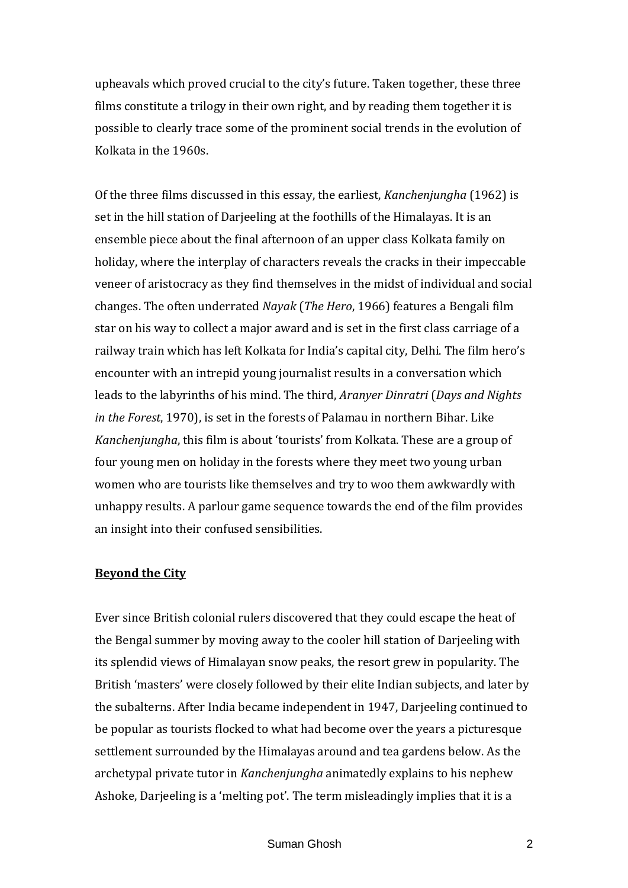upheavals which proved crucial to the city's future. Taken together, these three films constitute a trilogy in their own right, and by reading them together it is possible to clearly trace some of the prominent social trends in the evolution of Kolkata in the 1960s.

Of the three films discussed in this essay, the earliest, *Kanchenjungha* (1962) is set in the hill station of Darjeeling at the foothills of the Himalayas. It is an ensemble piece about the final afternoon of an upper class Kolkata family on holiday, where the interplay of characters reveals the cracks in their impeccable veneer of aristocracy as they find themselves in the midst of individual and social changes. The often underrated *Nayak* (*The Hero*, 1966) features a Bengali film star on his way to collect a major award and is set in the first class carriage of a railway train which has left Kolkata for India's capital city, Delhi. The film hero's encounter with an intrepid young journalist results in a conversation which leads to the labyrinths of his mind. The third, *Aranyer Dinratri* (*Days and Nights in the Forest*, 1970), is set in the forests of Palamau in northern Bihar. Like *Kanchenjungha*, this film is about 'tourists' from Kolkata. These are a group of four young men on holiday in the forests where they meet two young urban women who are tourists like themselves and try to woo them awkwardly with unhappy results. A parlour game sequence towards the end of the film provides an insight into their confused sensibilities.

## Beyond the City

Ever since British colonial rulers discovered that they could escape the heat of the Bengal summer by moving away to the cooler hill station of Darjeeling with its splendid views of Himalayan snow peaks, the resort grew in popularity. The British 'masters' were closely followed by their elite Indian subjects, and later by the subalterns. After India became independent in 1947, Darjeeling continued to be popular as tourists flocked to what had become over the years a picturesque settlement surrounded by the Himalayas around and tea gardens below. As the archetypal private tutor in *Kanchenjungha* animatedly explains to his nephew Ashoke, Darjeeling is a 'melting pot'. The term misleadingly implies that it is a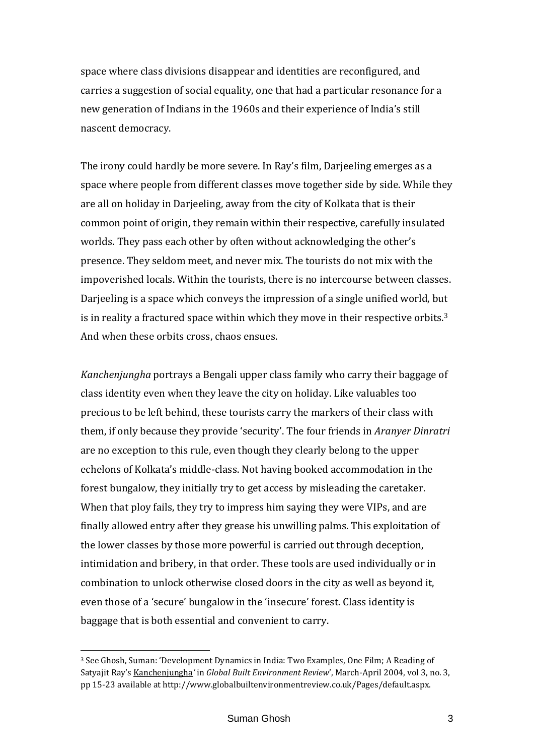space where class divisions disappear and identities are reconfigured, and carries a suggestion of social equality, one that had a particular resonance for a new generation of Indians in the 1960s and their experience of India's still nascent democracy.

The irony could hardly be more severe. In Ray's film, Darjeeling emerges as a space where people from different classes move together side by side. While they are all on holiday in Darjeeling, away from the city of Kolkata that is their common point of origin, they remain within their respective, carefully insulated worlds. They pass each other by often without acknowledging the other's presence. They seldom meet, and never mix. The tourists do not mix with the impoverished locals. Within the tourists, there is no intercourse between classes. Darjeeling is a space which conveys the impression of a single unified world, but is in reality a fractured space within which they move in their respective orbits.[3] And when these orbits cross, chaos ensues.

*Kanchenjungha* portrays a Bengali upper class family who carry their baggage of class identity even when they leave the city on holiday. Like valuables too precious to be left behind, these tourists carry the markers of their class with them, if only because they provide 'security'. The four friends in *Aranyer Dinratri* are no exception to this rule, even though they clearly belong to the upper echelons of Kolkata's middle-class. Not having booked accommodation in the forest bungalow, they initially try to get access by misleading the caretaker. When that ploy fails, they try to impress him saying they were VIPs, and are finally allowed entry after they grease his unwilling palms. This exploitation of the lower classes by those more powerful is carried out through deception, intimidation and bribery, in that order. These tools are used individually or in combination to unlock otherwise closed doors in the city as well as beyond it, even those of a 'secure' bungalow in the 'insecure' forest. Class identity is baggage that is both essential and convenient to carry.

---

[3] See Ghosh, Suman: 'Development Dynamics in India: Two Examples, One Film; A Reading of Satyajit Ray's Kanchenjungha' in *Global Built Environment Review*', March-April 2004, vol 3, no. 3, pp 15-23 available at http://www.globalbuiltenvironmentreview.co.uk/Pages/default.aspx.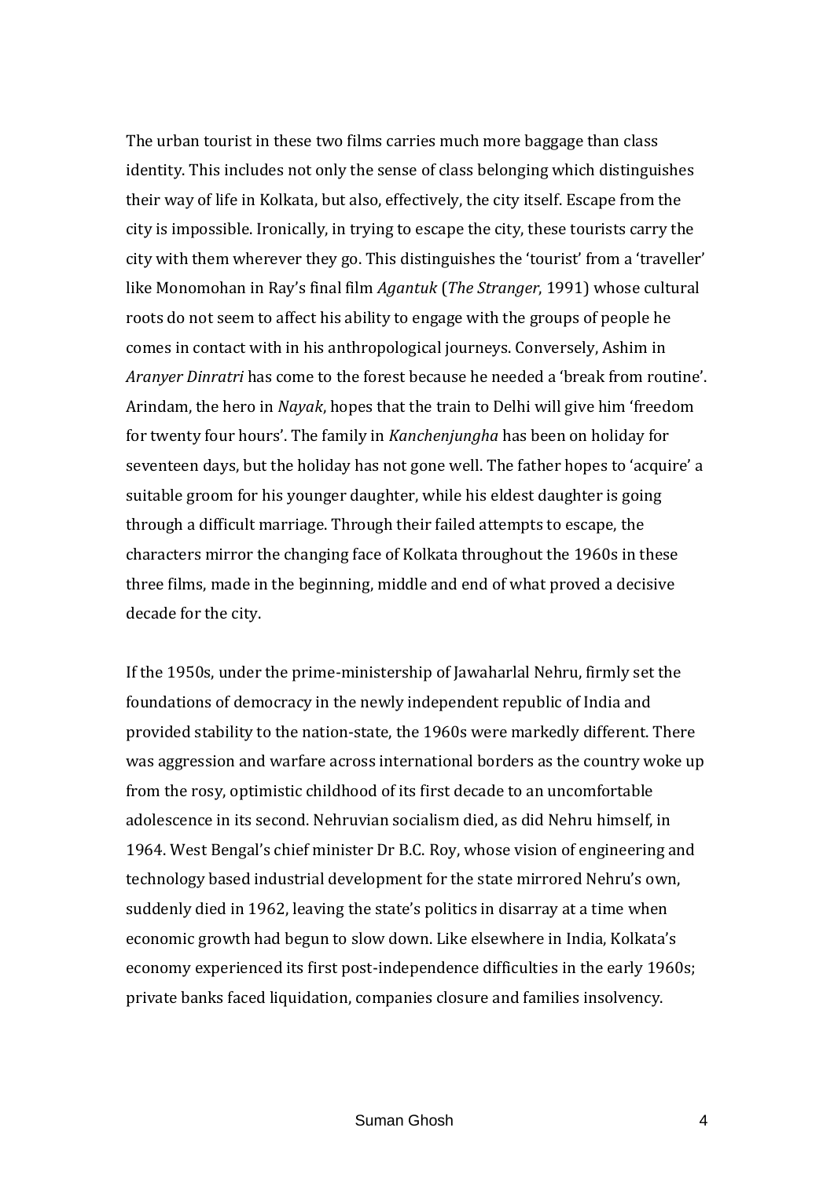The urban tourist in these two films carries much more baggage than class identity. This includes not only the sense of class belonging which distinguishes their way of life in Kolkata, but also, effectively, the city itself. Escape from the city is impossible. Ironically, in trying to escape the city, these tourists carry the city with them wherever they go. This distinguishes the 'tourist' from a 'traveller' like Monomohan in Ray's final film *Agantuk* (*The Stranger*, 1991) whose cultural roots do not seem to affect his ability to engage with the groups of people he comes in contact with in his anthropological journeys. Conversely, Ashim in *Aranyer Dinratri* has come to the forest because he needed a 'break from routine'. Arindam, the hero in *Nayak*, hopes that the train to Delhi will give him 'freedom for twenty four hours'. The family in *Kanchenjungha* has been on holiday for seventeen days, but the holiday has not gone well. The father hopes to 'acquire' a suitable groom for his younger daughter, while his eldest daughter is going through a difficult marriage. Through their failed attempts to escape, the characters mirror the changing face of Kolkata throughout the 1960s in these three films, made in the beginning, middle and end of what proved a decisive decade for the city.

If the 1950s, under the prime-ministership of Jawaharlal Nehru, firmly set the foundations of democracy in the newly independent republic of India and provided stability to the nation-state, the 1960s were markedly different. There was aggression and warfare across international borders as the country woke up from the rosy, optimistic childhood of its first decade to an uncomfortable adolescence in its second. Nehruvian socialism died, as did Nehru himself, in 1964. West Bengal's chief minister Dr B.C. Roy, whose vision of engineering and technology based industrial development for the state mirrored Nehru's own, suddenly died in 1962, leaving the state's politics in disarray at a time when economic growth had begun to slow down. Like elsewhere in India, Kolkata's economy experienced its first post-independence difficulties in the early 1960s; private banks faced liquidation, companies closure and families insolvency.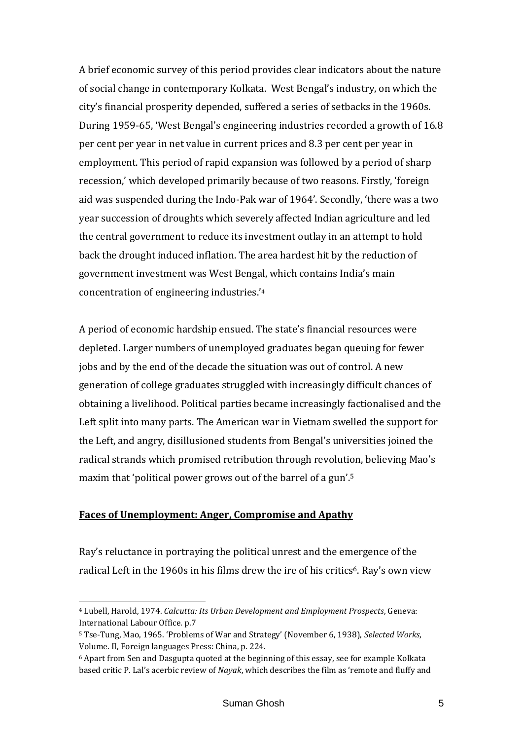A brief economic survey of this period provides clear indicators about the nature of social change in contemporary Kolkata. West Bengal's industry, on which the city's financial prosperity depended, suffered a series of setbacks in the 1960s. During 1959-65, 'West Bengal's engineering industries recorded a growth of 16.8 per cent per year in net value in current prices and 8.3 per cent per year in employment. This period of rapid expansion was followed by a period of sharp recession,' which developed primarily because of two reasons. Firstly, 'foreign aid was suspended during the Indo-Pak war of 1964'. Secondly, 'there was a two year succession of droughts which severely affected Indian agriculture and led the central government to reduce its investment outlay in an attempt to hold back the drought induced inflation. The area hardest hit by the reduction of government investment was West Bengal, which contains India's main concentration of engineering industries.'[4]

A period of economic hardship ensued. The state's financial resources were depleted. Larger numbers of unemployed graduates began queuing for fewer jobs and by the end of the decade the situation was out of control. A new generation of college graduates struggled with increasingly difficult chances of obtaining a livelihood. Political parties became increasingly factionalised and the Left split into many parts. The American war in Vietnam swelled the support for the Left, and angry, disillusioned students from Bengal's universities joined the radical strands which promised retribution through revolution, believing Mao's maxim that 'political power grows out of the barrel of a gun'.[5]

## Faces of Unemployment: Anger, Compromise and Apathy

Ray's reluctance in portraying the political unrest and the emergence of the radical Left in the 1960s in his films drew the ire of his critics[6]. Ray's own view

---

[4] Lubell, Harold, 1974. *Calcutta: Its Urban Development and Employment Prospects*, Geneva: International Labour Office. p.7

[5] Tse-Tung, Mao, 1965. 'Problems of War and Strategy' (November 6, 1938), *Selected Works*, Volume. II, Foreign languages Press: China, p. 224.

[6] Apart from Sen and Dasgupta quoted at the beginning of this essay, see for example Kolkata based critic P. Lal's acerbic review of *Nayak*, which describes the film as 'remote and fluffy and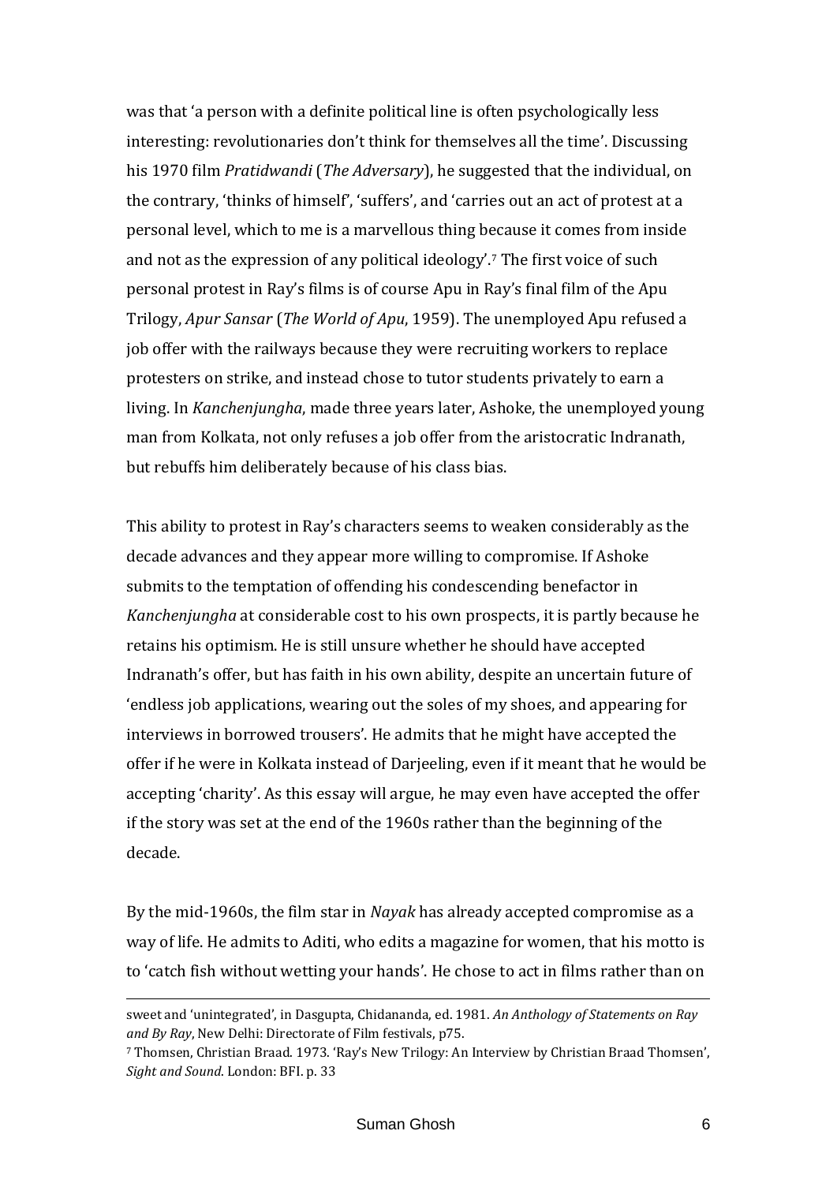was that 'a person with a definite political line is often psychologically less interesting: revolutionaries don't think for themselves all the time'. Discussing his 1970 film *Pratidwandi* (*The Adversary*), he suggested that the individual, on the contrary, 'thinks of himself', 'suffers', and 'carries out an act of protest at a personal level, which to me is a marvellous thing because it comes from inside and not as the expression of any political ideology'.[7] The first voice of such personal protest in Ray's films is of course Apu in Ray's final film of the Apu Trilogy, *Apur Sansar* (*The World of Apu*, 1959). The unemployed Apu refused a job offer with the railways because they were recruiting workers to replace protesters on strike, and instead chose to tutor students privately to earn a living. In *Kanchenjungha*, made three years later, Ashoke, the unemployed young man from Kolkata, not only refuses a job offer from the aristocratic Indranath, but rebuffs him deliberately because of his class bias.

This ability to protest in Ray's characters seems to weaken considerably as the decade advances and they appear more willing to compromise. If Ashoke submits to the temptation of offending his condescending benefactor in *Kanchenjungha* at considerable cost to his own prospects, it is partly because he retains his optimism. He is still unsure whether he should have accepted Indranath's offer, but has faith in his own ability, despite an uncertain future of 'endless job applications, wearing out the soles of my shoes, and appearing for interviews in borrowed trousers'. He admits that he might have accepted the offer if he were in Kolkata instead of Darjeeling, even if it meant that he would be accepting 'charity'. As this essay will argue, he may even have accepted the offer if the story was set at the end of the 1960s rather than the beginning of the decade.

By the mid-1960s, the film star in *Nayak* has already accepted compromise as a way of life. He admits to Aditi, who edits a magazine for women, that his motto is to 'catch fish without wetting your hands'. He chose to act in films rather than on

---

sweet and 'unintegrated', in Dasgupta, Chidananda, ed. 1981. *An Anthology of Statements on Ray and By Ray*, New Delhi: Directorate of Film festivals, p75.

[7] Thomsen, Christian Braad. 1973. 'Ray's New Trilogy: An Interview by Christian Braad Thomsen', *Sight and Sound*. London: BFI. p. 33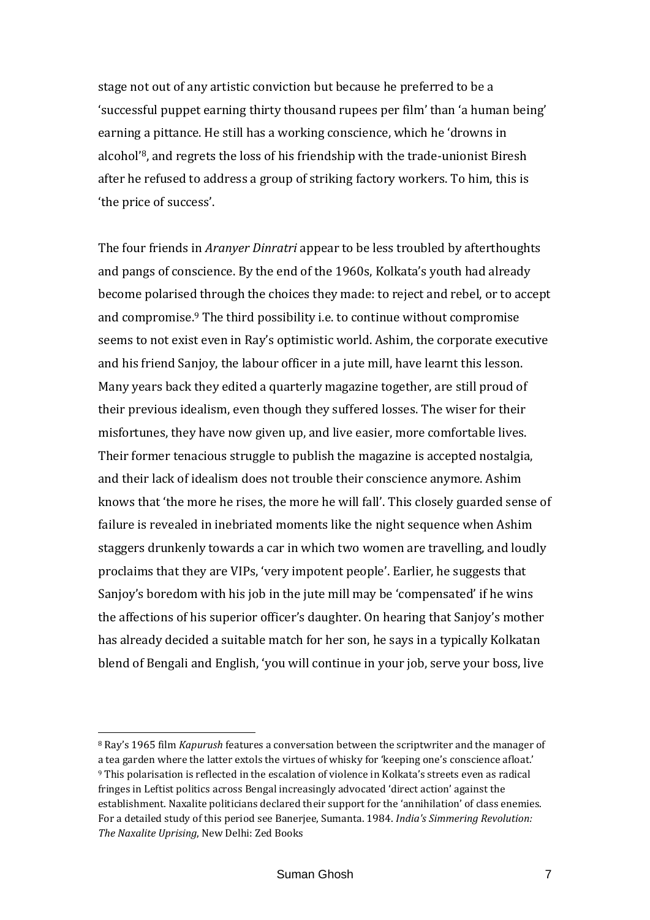stage not out of any artistic conviction but because he preferred to be a 'successful puppet earning thirty thousand rupees per film' than 'a human being' earning a pittance. He still has a working conscience, which he 'drowns in alcohol'[8], and regrets the loss of his friendship with the trade-unionist Biresh after he refused to address a group of striking factory workers. To him, this is 'the price of success'.

The four friends in *Aranyer Dinratri* appear to be less troubled by afterthoughts and pangs of conscience. By the end of the 1960s, Kolkata's youth had already become polarised through the choices they made: to reject and rebel, or to accept and compromise.[9] The third possibility i.e. to continue without compromise seems to not exist even in Ray's optimistic world. Ashim, the corporate executive and his friend Sanjoy, the labour officer in a jute mill, have learnt this lesson. Many years back they edited a quarterly magazine together, are still proud of their previous idealism, even though they suffered losses. The wiser for their misfortunes, they have now given up, and live easier, more comfortable lives. Their former tenacious struggle to publish the magazine is accepted nostalgia, and their lack of idealism does not trouble their conscience anymore. Ashim knows that 'the more he rises, the more he will fall'. This closely guarded sense of failure is revealed in inebriated moments like the night sequence when Ashim staggers drunkenly towards a car in which two women are travelling, and loudly proclaims that they are VIPs, 'very impotent people'. Earlier, he suggests that Sanjoy's boredom with his job in the jute mill may be 'compensated' if he wins the affections of his superior officer's daughter. On hearing that Sanjoy's mother has already decided a suitable match for her son, he says in a typically Kolkatan blend of Bengali and English, 'you will continue in your job, serve your boss, live

---

[8] Ray's 1965 film *Kapurush* features a conversation between the scriptwriter and the manager of a tea garden where the latter extols the virtues of whisky for 'keeping one's conscience afloat.'

[9] This polarisation is reflected in the escalation of violence in Kolkata's streets even as radical fringes in Leftist politics across Bengal increasingly advocated 'direct action' against the establishment. Naxalite politicians declared their support for the 'annihilation' of class enemies. For a detailed study of this period see Banerjee, Sumanta. 1984. *India's Simmering Revolution: The Naxalite Uprising*, New Delhi: Zed Books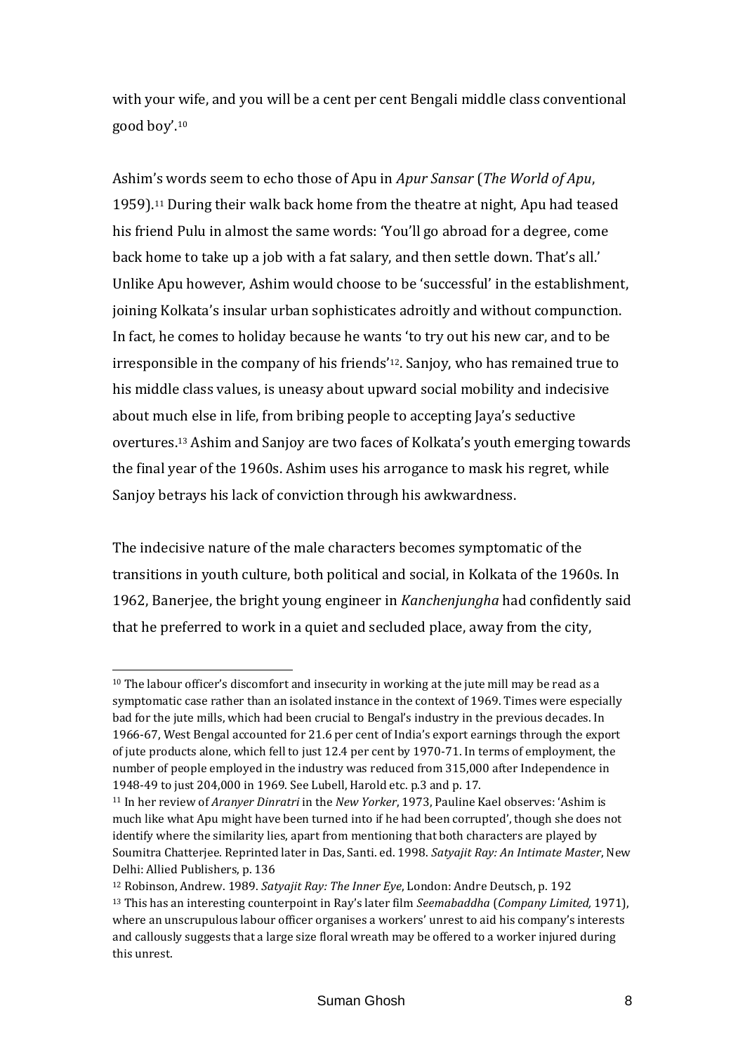with your wife, and you will be a cent per cent Bengali middle class conventional good boy'.[10]

Ashim's words seem to echo those of Apu in *Apur Sansar* (*The World of Apu*, 1959).[11] During their walk back home from the theatre at night, Apu had teased his friend Pulu in almost the same words: 'You'll go abroad for a degree, come back home to take up a job with a fat salary, and then settle down. That's all.' Unlike Apu however, Ashim would choose to be 'successful' in the establishment, joining Kolkata's insular urban sophisticates adroitly and without compunction. In fact, he comes to holiday because he wants 'to try out his new car, and to be irresponsible in the company of his friends'[12]. Sanjoy, who has remained true to his middle class values, is uneasy about upward social mobility and indecisive about much else in life, from bribing people to accepting Jaya's seductive overtures.[13] Ashim and Sanjoy are two faces of Kolkata's youth emerging towards the final year of the 1960s. Ashim uses his arrogance to mask his regret, while Sanjoy betrays his lack of conviction through his awkwardness.

The indecisive nature of the male characters becomes symptomatic of the transitions in youth culture, both political and social, in Kolkata of the 1960s. In 1962, Banerjee, the bright young engineer in *Kanchenjungha* had confidently said that he preferred to work in a quiet and secluded place, away from the city,

---

[10] The labour officer's discomfort and insecurity in working at the jute mill may be read as a symptomatic case rather than an isolated instance in the context of 1969. Times were especially bad for the jute mills, which had been crucial to Bengal's industry in the previous decades. In 1966-67, West Bengal accounted for 21.6 per cent of India's export earnings through the export of jute products alone, which fell to just 12.4 per cent by 1970-71. In terms of employment, the number of people employed in the industry was reduced from 315,000 after Independence in 1948-49 to just 204,000 in 1969. See Lubell, Harold etc. p.3 and p. 17.

[11] In her review of *Aranyer Dinratri* in the *New Yorker*, 1973, Pauline Kael observes: 'Ashim is much like what Apu might have been turned into if he had been corrupted', though she does not identify where the similarity lies, apart from mentioning that both characters are played by Soumitra Chatterjee. Reprinted later in Das, Santi. ed. 1998. *Satyajit Ray: An Intimate Master*, New Delhi: Allied Publishers, p. 136

[12] Robinson, Andrew. 1989. *Satyajit Ray: The Inner Eye*, London: Andre Deutsch, p. 192

[13] This has an interesting counterpoint in Ray's later film *Seemabaddha* (*Company Limited,* 1971), where an unscrupulous labour officer organises a workers' unrest to aid his company's interests and callously suggests that a large size floral wreath may be offered to a worker injured during this unrest.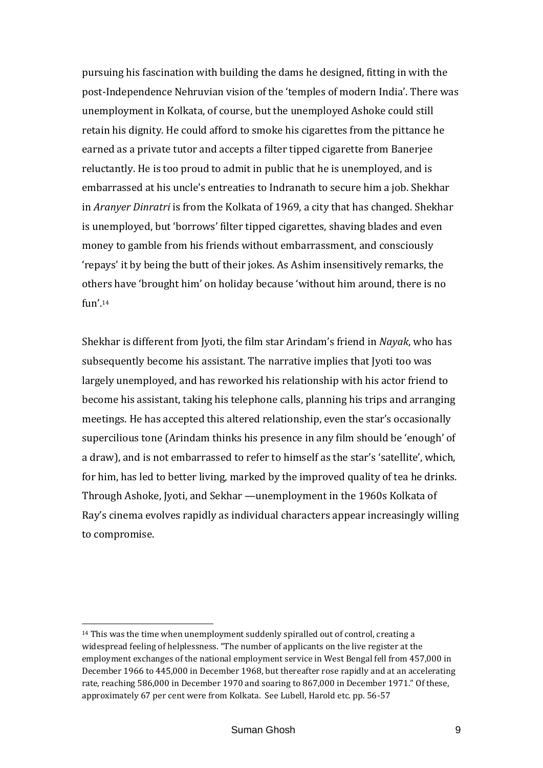pursuing his fascination with building the dams he designed, fitting in with the post-Independence Nehruvian vision of the 'temples of modern India'. There was unemployment in Kolkata, of course, but the unemployed Ashoke could still retain his dignity. He could afford to smoke his cigarettes from the pittance he earned as a private tutor and accepts a filter tipped cigarette from Banerjee reluctantly. He is too proud to admit in public that he is unemployed, and is embarrassed at his uncle's entreaties to Indranath to secure him a job. Shekhar in *Aranyer Dinratri* is from the Kolkata of 1969, a city that has changed. Shekhar is unemployed, but 'borrows' filter tipped cigarettes, shaving blades and even money to gamble from his friends without embarrassment, and consciously 'repays' it by being the butt of their jokes. As Ashim insensitively remarks, the others have 'brought him' on holiday because 'without him around, there is no fun'.[14]

Shekhar is different from Jyoti, the film star Arindam's friend in *Nayak*, who has subsequently become his assistant. The narrative implies that Jyoti too was largely unemployed, and has reworked his relationship with his actor friend to become his assistant, taking his telephone calls, planning his trips and arranging meetings. He has accepted this altered relationship, even the star's occasionally supercilious tone (Arindam thinks his presence in any film should be 'enough' of a draw), and is not embarrassed to refer to himself as the star's 'satellite', which, for him, has led to better living, marked by the improved quality of tea he drinks. Through Ashoke, Jyoti, and Sekhar —unemployment in the 1960s Kolkata of Ray's cinema evolves rapidly as individual characters appear increasingly willing to compromise.

---

[14] This was the time when unemployment suddenly spiralled out of control, creating a widespread feeling of helplessness. "The number of applicants on the live register at the employment exchanges of the national employment service in West Bengal fell from 457,000 in December 1966 to 445,000 in December 1968, but thereafter rose rapidly and at an accelerating rate, reaching 586,000 in December 1970 and soaring to 867,000 in December 1971." Of these, approximately 67 per cent were from Kolkata. See Lubell, Harold etc. pp. 56-57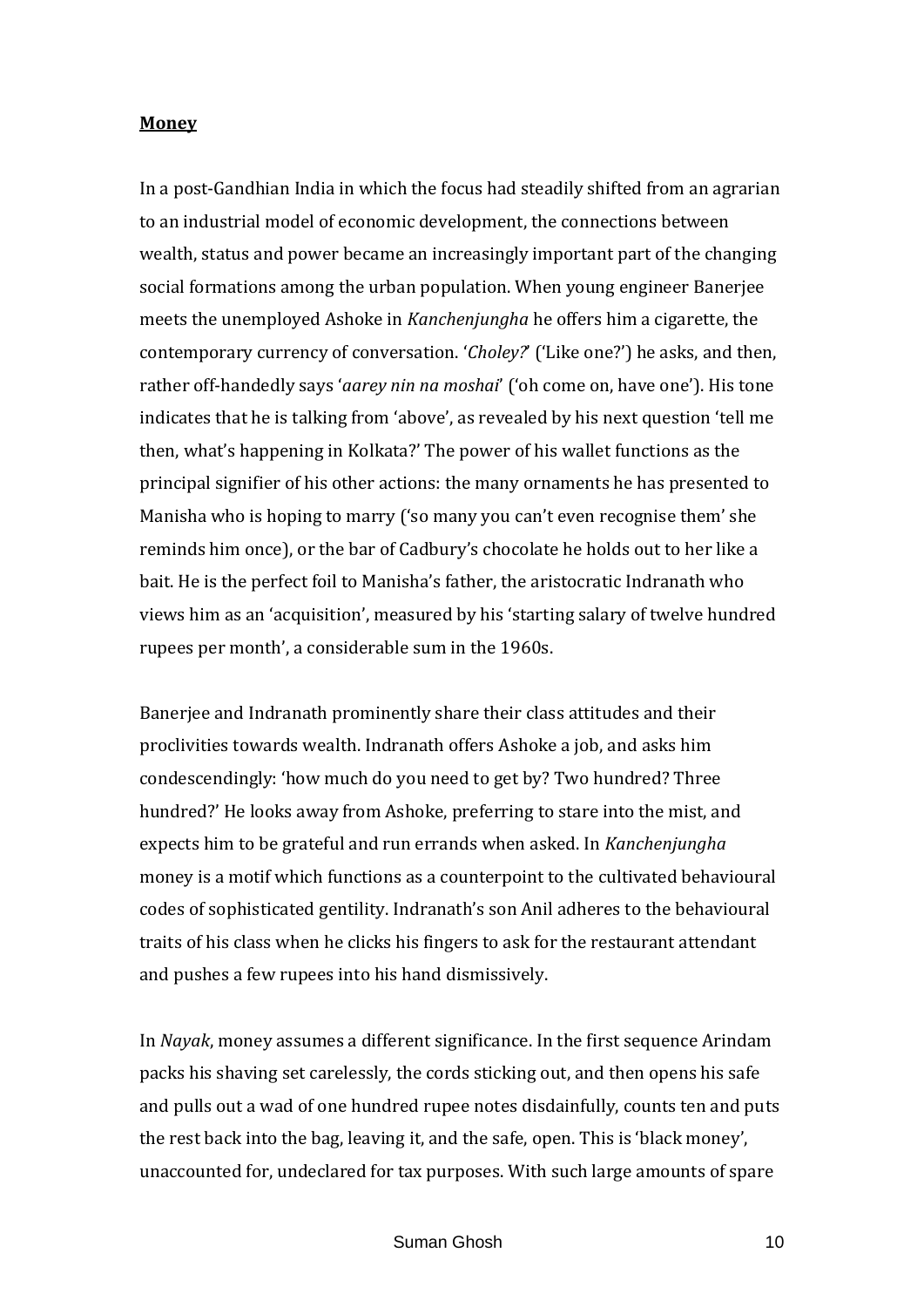**Money**

In a post-Gandhian India in which the focus had steadily shifted from an agrarian to an industrial model of economic development, the connections between wealth, status and power became an increasingly important part of the changing social formations among the urban population. When young engineer Banerjee meets the unemployed Ashoke in *Kanchenjungha* he offers him a cigarette, the contemporary currency of conversation. '*Choley?*' ('Like one?') he asks, and then, rather off-handedly says '*aarey nin na moshai*' ('oh come on, have one'). His tone indicates that he is talking from 'above', as revealed by his next question 'tell me then, what's happening in Kolkata?' The power of his wallet functions as the principal signifier of his other actions: the many ornaments he has presented to Manisha who is hoping to marry ('so many you can't even recognise them' she reminds him once), or the bar of Cadbury's chocolate he holds out to her like a bait. He is the perfect foil to Manisha's father, the aristocratic Indranath who views him as an 'acquisition', measured by his 'starting salary of twelve hundred rupees per month', a considerable sum in the 1960s.

Banerjee and Indranath prominently share their class attitudes and their proclivities towards wealth. Indranath offers Ashoke a job, and asks him condescendingly: 'how much do you need to get by? Two hundred? Three hundred?' He looks away from Ashoke, preferring to stare into the mist, and expects him to be grateful and run errands when asked. In *Kanchenjungha* money is a motif which functions as a counterpoint to the cultivated behavioural codes of sophisticated gentility. Indranath's son Anil adheres to the behavioural traits of his class when he clicks his fingers to ask for the restaurant attendant and pushes a few rupees into his hand dismissively.

In *Nayak*, money assumes a different significance. In the first sequence Arindam packs his shaving set carelessly, the cords sticking out, and then opens his safe and pulls out a wad of one hundred rupee notes disdainfully, counts ten and puts the rest back into the bag, leaving it, and the safe, open. This is 'black money', unaccounted for, undeclared for tax purposes. With such large amounts of spare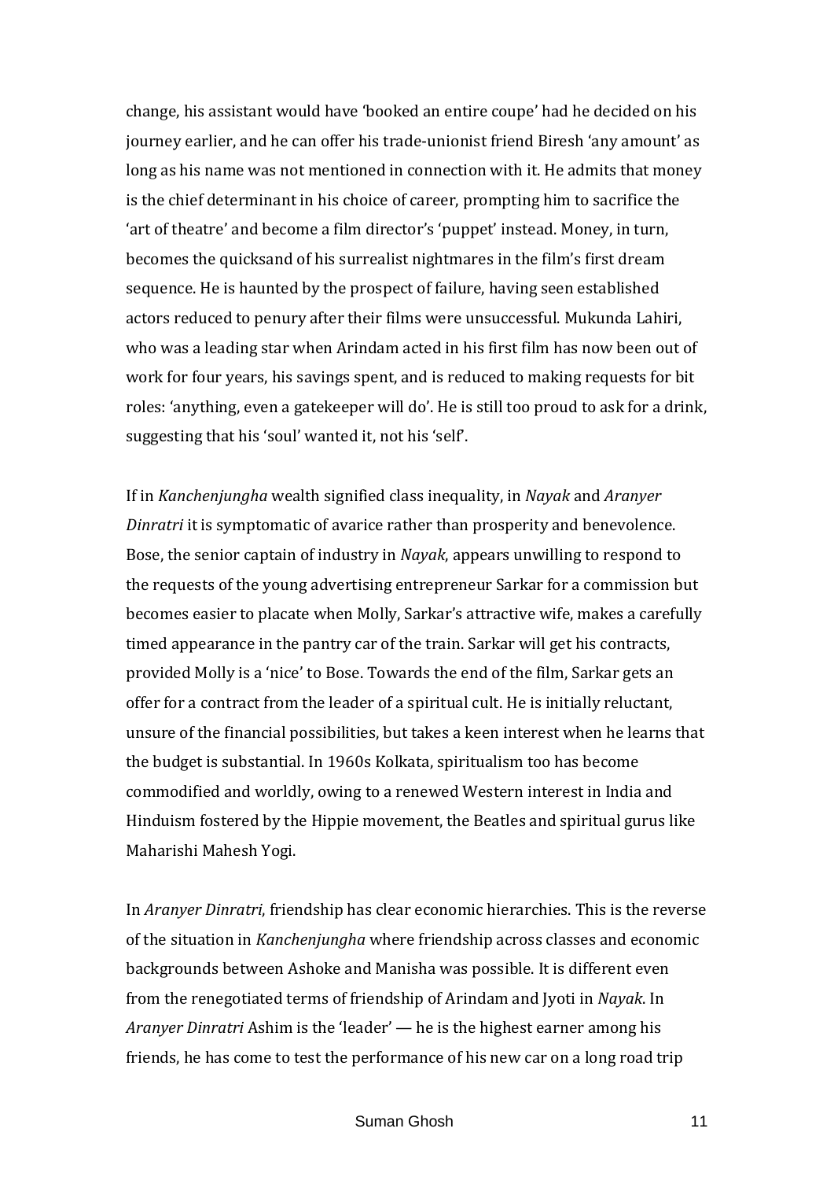change, his assistant would have 'booked an entire coupe' had he decided on his journey earlier, and he can offer his trade-unionist friend Biresh 'any amount' as long as his name was not mentioned in connection with it. He admits that money is the chief determinant in his choice of career, prompting him to sacrifice the 'art of theatre' and become a film director's 'puppet' instead. Money, in turn, becomes the quicksand of his surrealist nightmares in the film's first dream sequence. He is haunted by the prospect of failure, having seen established actors reduced to penury after their films were unsuccessful. Mukunda Lahiri, who was a leading star when Arindam acted in his first film has now been out of work for four years, his savings spent, and is reduced to making requests for bit roles: 'anything, even a gatekeeper will do'. He is still too proud to ask for a drink, suggesting that his 'soul' wanted it, not his 'self'.

If in *Kanchenjungha* wealth signified class inequality, in *Nayak* and *Aranyer Dinratri* it is symptomatic of avarice rather than prosperity and benevolence. Bose, the senior captain of industry in *Nayak*, appears unwilling to respond to the requests of the young advertising entrepreneur Sarkar for a commission but becomes easier to placate when Molly, Sarkar's attractive wife, makes a carefully timed appearance in the pantry car of the train. Sarkar will get his contracts, provided Molly is a 'nice' to Bose. Towards the end of the film, Sarkar gets an offer for a contract from the leader of a spiritual cult. He is initially reluctant, unsure of the financial possibilities, but takes a keen interest when he learns that the budget is substantial. In 1960s Kolkata, spiritualism too has become commodified and worldly, owing to a renewed Western interest in India and Hinduism fostered by the Hippie movement, the Beatles and spiritual gurus like Maharishi Mahesh Yogi.

In *Aranyer Dinratri*, friendship has clear economic hierarchies. This is the reverse of the situation in *Kanchenjungha* where friendship across classes and economic backgrounds between Ashoke and Manisha was possible. It is different even from the renegotiated terms of friendship of Arindam and Jyoti in *Nayak*. In *Aranyer Dinratri* Ashim is the 'leader' — he is the highest earner among his friends, he has come to test the performance of his new car on a long road trip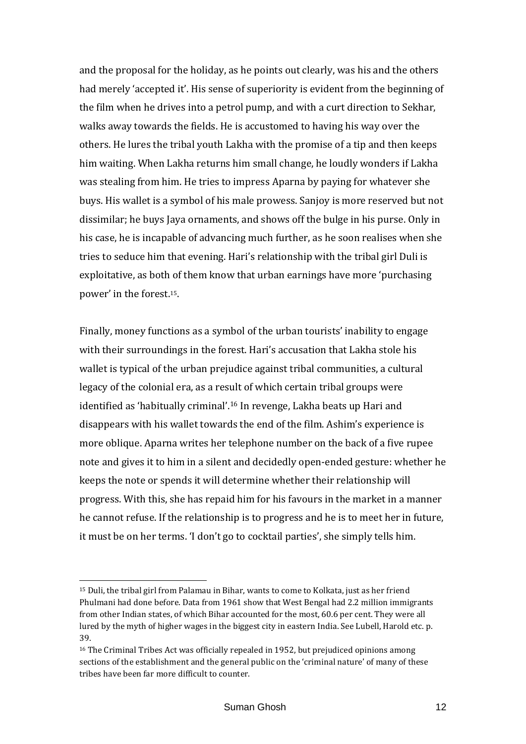and the proposal for the holiday, as he points out clearly, was his and the others had merely 'accepted it'. His sense of superiority is evident from the beginning of the film when he drives into a petrol pump, and with a curt direction to Sekhar, walks away towards the fields. He is accustomed to having his way over the others. He lures the tribal youth Lakha with the promise of a tip and then keeps him waiting. When Lakha returns him small change, he loudly wonders if Lakha was stealing from him. He tries to impress Aparna by paying for whatever she buys. His wallet is a symbol of his male prowess. Sanjoy is more reserved but not dissimilar; he buys Jaya ornaments, and shows off the bulge in his purse. Only in his case, he is incapable of advancing much further, as he soon realises when she tries to seduce him that evening. Hari's relationship with the tribal girl Duli is exploitative, as both of them know that urban earnings have more 'purchasing power' in the forest.[15].

Finally, money functions as a symbol of the urban tourists' inability to engage with their surroundings in the forest. Hari's accusation that Lakha stole his wallet is typical of the urban prejudice against tribal communities, a cultural legacy of the colonial era, as a result of which certain tribal groups were identified as 'habitually criminal'.[16] In revenge, Lakha beats up Hari and disappears with his wallet towards the end of the film. Ashim's experience is more oblique. Aparna writes her telephone number on the back of a five rupee note and gives it to him in a silent and decidedly open-ended gesture: whether he keeps the note or spends it will determine whether their relationship will progress. With this, she has repaid him for his favours in the market in a manner he cannot refuse. If the relationship is to progress and he is to meet her in future, it must be on her terms. 'I don't go to cocktail parties', she simply tells him.

---

[15] Duli, the tribal girl from Palamau in Bihar, wants to come to Kolkata, just as her friend Phulmani had done before. Data from 1961 show that West Bengal had 2.2 million immigrants from other Indian states, of which Bihar accounted for the most, 60.6 per cent. They were all lured by the myth of higher wages in the biggest city in eastern India. See Lubell, Harold etc. p. 39.

[16] The Criminal Tribes Act was officially repealed in 1952, but prejudiced opinions among sections of the establishment and the general public on the 'criminal nature' of many of these tribes have been far more difficult to counter.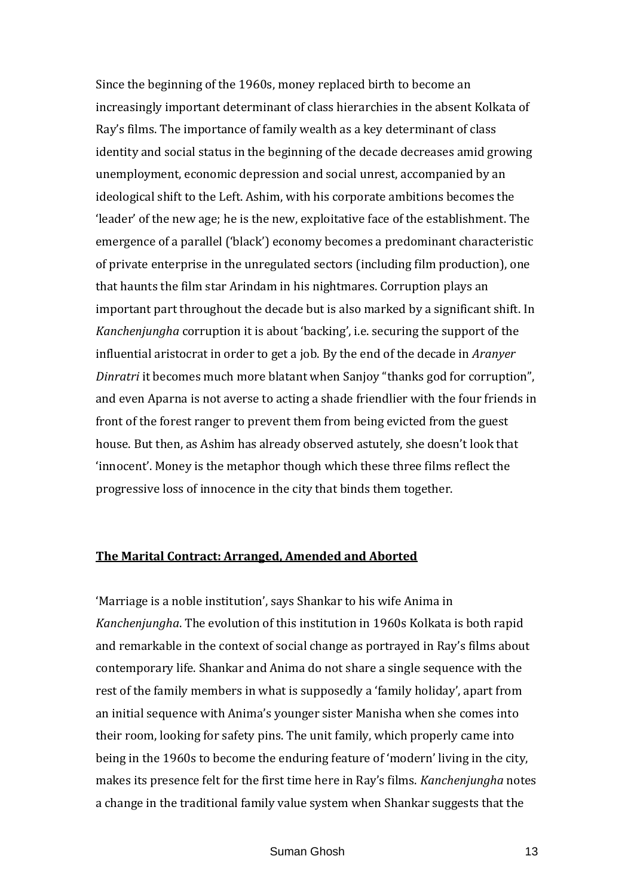Since the beginning of the 1960s, money replaced birth to become an increasingly important determinant of class hierarchies in the absent Kolkata of Ray's films. The importance of family wealth as a key determinant of class identity and social status in the beginning of the decade decreases amid growing unemployment, economic depression and social unrest, accompanied by an ideological shift to the Left. Ashim, with his corporate ambitions becomes the 'leader' of the new age; he is the new, exploitative face of the establishment. The emergence of a parallel ('black') economy becomes a predominant characteristic of private enterprise in the unregulated sectors (including film production), one that haunts the film star Arindam in his nightmares. Corruption plays an important part throughout the decade but is also marked by a significant shift. In *Kanchenjungha* corruption it is about 'backing', i.e. securing the support of the influential aristocrat in order to get a job. By the end of the decade in *Aranyer Dinratri* it becomes much more blatant when Sanjoy "thanks god for corruption", and even Aparna is not averse to acting a shade friendlier with the four friends in front of the forest ranger to prevent them from being evicted from the guest house. But then, as Ashim has already observed astutely, she doesn't look that 'innocent'. Money is the metaphor though which these three films reflect the progressive loss of innocence in the city that binds them together.

## The Marital Contract: Arranged, Amended and Aborted

'Marriage is a noble institution', says Shankar to his wife Anima in *Kanchenjungha*. The evolution of this institution in 1960s Kolkata is both rapid and remarkable in the context of social change as portrayed in Ray's films about contemporary life. Shankar and Anima do not share a single sequence with the rest of the family members in what is supposedly a 'family holiday', apart from an initial sequence with Anima's younger sister Manisha when she comes into their room, looking for safety pins. The unit family, which properly came into being in the 1960s to become the enduring feature of 'modern' living in the city, makes its presence felt for the first time here in Ray's films. *Kanchenjungha* notes a change in the traditional family value system when Shankar suggests that the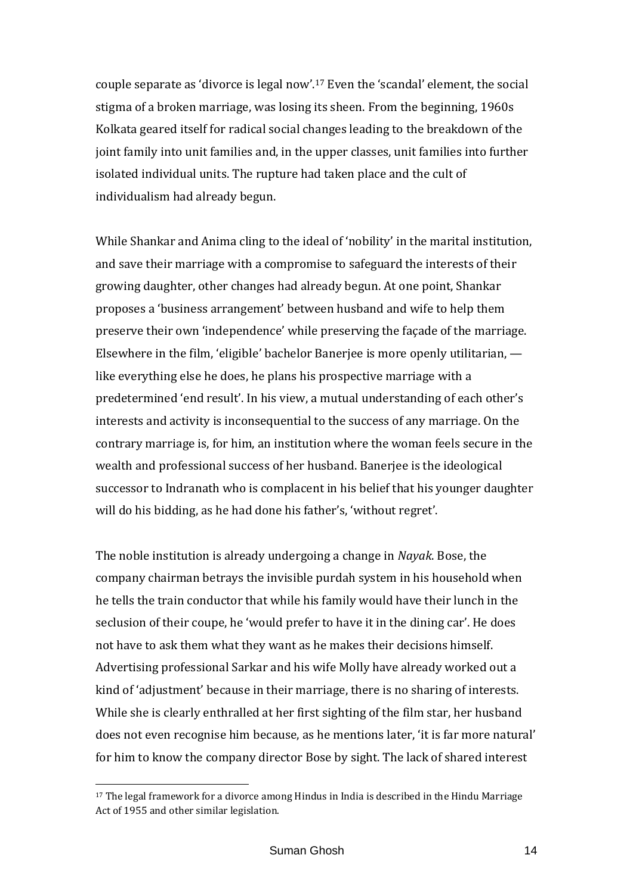couple separate as 'divorce is legal now'.[17] Even the 'scandal' element, the social stigma of a broken marriage, was losing its sheen. From the beginning, 1960s Kolkata geared itself for radical social changes leading to the breakdown of the joint family into unit families and, in the upper classes, unit families into further isolated individual units. The rupture had taken place and the cult of individualism had already begun.

While Shankar and Anima cling to the ideal of 'nobility' in the marital institution, and save their marriage with a compromise to safeguard the interests of their growing daughter, other changes had already begun. At one point, Shankar proposes a 'business arrangement' between husband and wife to help them preserve their own 'independence' while preserving the façade of the marriage. Elsewhere in the film, 'eligible' bachelor Banerjee is more openly utilitarian, — like everything else he does, he plans his prospective marriage with a predetermined 'end result'. In his view, a mutual understanding of each other's interests and activity is inconsequential to the success of any marriage. On the contrary marriage is, for him, an institution where the woman feels secure in the wealth and professional success of her husband. Banerjee is the ideological successor to Indranath who is complacent in his belief that his younger daughter will do his bidding, as he had done his father's, 'without regret'.

The noble institution is already undergoing a change in *Nayak*. Bose, the company chairman betrays the invisible purdah system in his household when he tells the train conductor that while his family would have their lunch in the seclusion of their coupe, he 'would prefer to have it in the dining car'. He does not have to ask them what they want as he makes their decisions himself. Advertising professional Sarkar and his wife Molly have already worked out a kind of 'adjustment' because in their marriage, there is no sharing of interests. While she is clearly enthralled at her first sighting of the film star, her husband does not even recognise him because, as he mentions later, 'it is far more natural' for him to know the company director Bose by sight. The lack of shared interest

[17] The legal framework for a divorce among Hindus in India is described in the Hindu Marriage Act of 1955 and other similar legislation.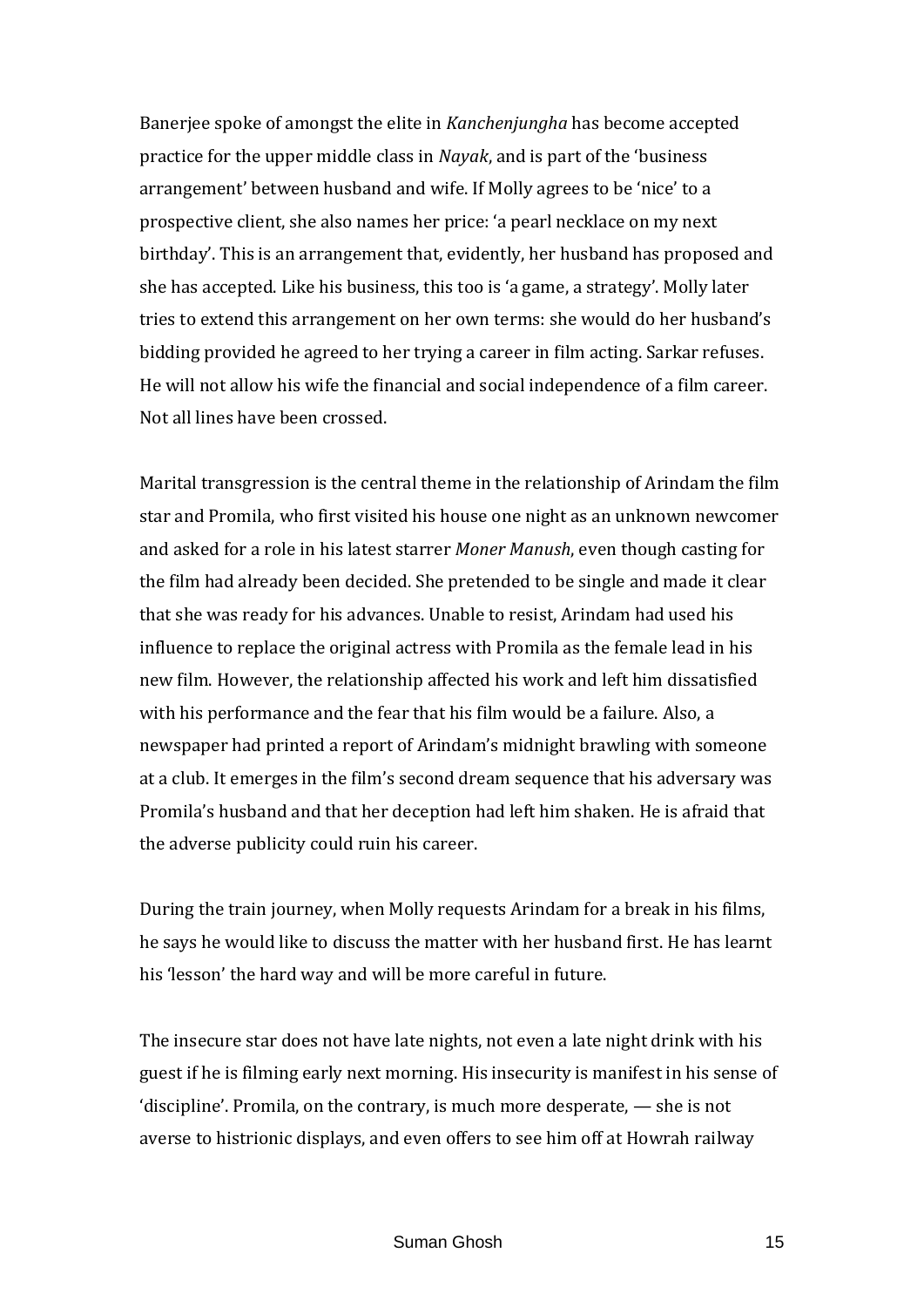Banerjee spoke of amongst the elite in *Kanchenjungha* has become accepted practice for the upper middle class in *Nayak*, and is part of the 'business arrangement' between husband and wife. If Molly agrees to be 'nice' to a prospective client, she also names her price: 'a pearl necklace on my next birthday'. This is an arrangement that, evidently, her husband has proposed and she has accepted. Like his business, this too is 'a game, a strategy'. Molly later tries to extend this arrangement on her own terms: she would do her husband's bidding provided he agreed to her trying a career in film acting. Sarkar refuses. He will not allow his wife the financial and social independence of a film career. Not all lines have been crossed.

Marital transgression is the central theme in the relationship of Arindam the film star and Promila, who first visited his house one night as an unknown newcomer and asked for a role in his latest starrer *Moner Manush*, even though casting for the film had already been decided. She pretended to be single and made it clear that she was ready for his advances. Unable to resist, Arindam had used his influence to replace the original actress with Promila as the female lead in his new film. However, the relationship affected his work and left him dissatisfied with his performance and the fear that his film would be a failure. Also, a newspaper had printed a report of Arindam's midnight brawling with someone at a club. It emerges in the film's second dream sequence that his adversary was Promila's husband and that her deception had left him shaken. He is afraid that the adverse publicity could ruin his career.

During the train journey, when Molly requests Arindam for a break in his films, he says he would like to discuss the matter with her husband first. He has learnt his 'lesson' the hard way and will be more careful in future.

The insecure star does not have late nights, not even a late night drink with his guest if he is filming early next morning. His insecurity is manifest in his sense of 'discipline'. Promila, on the contrary, is much more desperate, — she is not averse to histrionic displays, and even offers to see him off at Howrah railway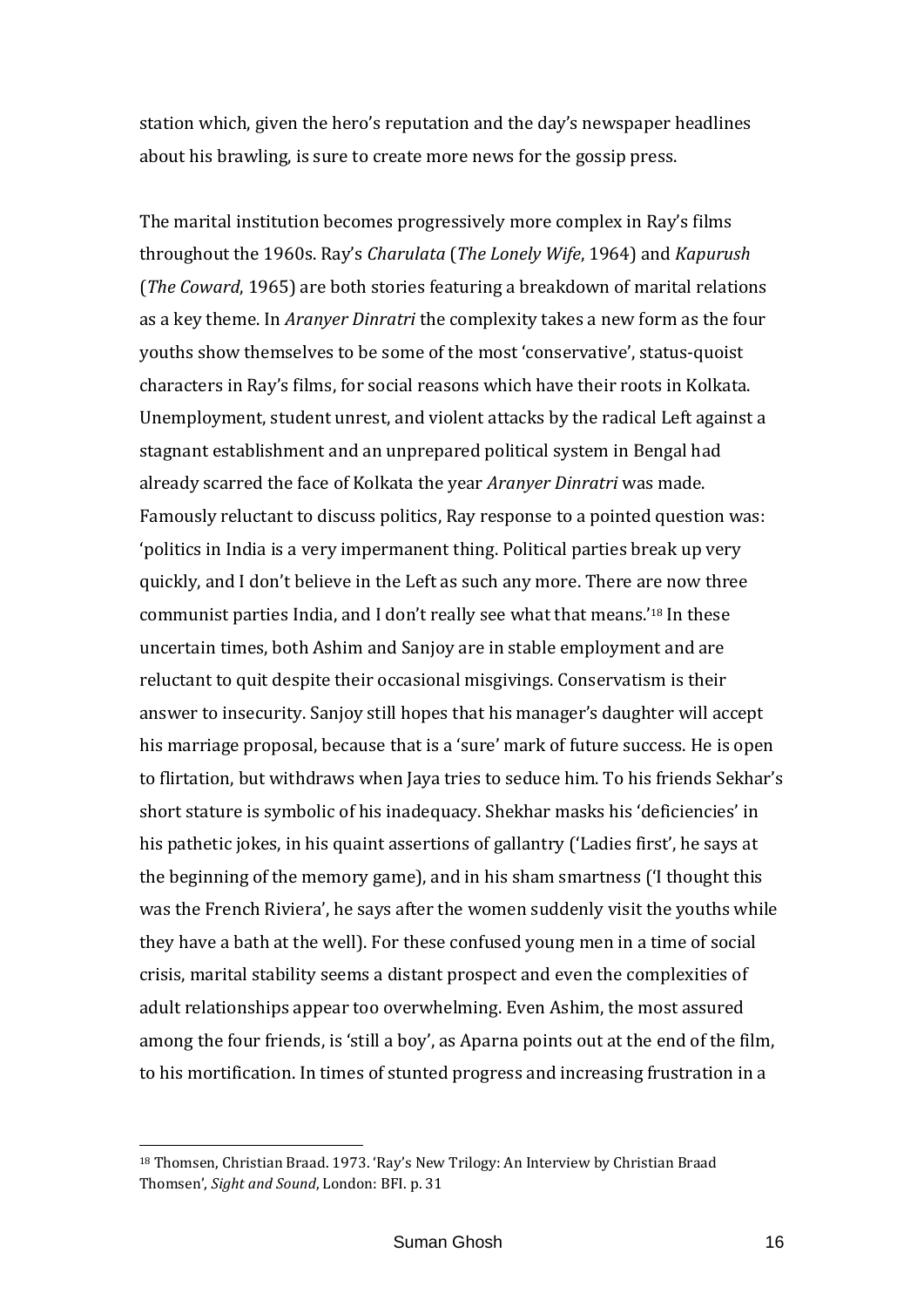station which, given the hero's reputation and the day's newspaper headlines about his brawling, is sure to create more news for the gossip press.

The marital institution becomes progressively more complex in Ray's films throughout the 1960s. Ray's *Charulata* (*The Lonely Wife*, 1964) and *Kapurush* (*The Coward*, 1965) are both stories featuring a breakdown of marital relations as a key theme. In *Aranyer Dinratri* the complexity takes a new form as the four youths show themselves to be some of the most 'conservative', status-quoist characters in Ray's films, for social reasons which have their roots in Kolkata. Unemployment, student unrest, and violent attacks by the radical Left against a stagnant establishment and an unprepared political system in Bengal had already scarred the face of Kolkata the year *Aranyer Dinratri* was made. Famously reluctant to discuss politics, Ray response to a pointed question was: 'politics in India is a very impermanent thing. Political parties break up very quickly, and I don't believe in the Left as such any more. There are now three communist parties India, and I don't really see what that means.'[18] In these uncertain times, both Ashim and Sanjoy are in stable employment and are reluctant to quit despite their occasional misgivings. Conservatism is their answer to insecurity. Sanjoy still hopes that his manager's daughter will accept his marriage proposal, because that is a 'sure' mark of future success. He is open to flirtation, but withdraws when Jaya tries to seduce him. To his friends Sekhar's short stature is symbolic of his inadequacy. Shekhar masks his 'deficiencies' in his pathetic jokes, in his quaint assertions of gallantry ('Ladies first', he says at the beginning of the memory game), and in his sham smartness ('I thought this was the French Riviera', he says after the women suddenly visit the youths while they have a bath at the well). For these confused young men in a time of social crisis, marital stability seems a distant prospect and even the complexities of adult relationships appear too overwhelming. Even Ashim, the most assured among the four friends, is 'still a boy', as Aparna points out at the end of the film, to his mortification. In times of stunted progress and increasing frustration in a

[18] Thomsen, Christian Braad. 1973. 'Ray's New Trilogy: An Interview by Christian Braad Thomsen', *Sight and Sound*, London: BFI. p. 31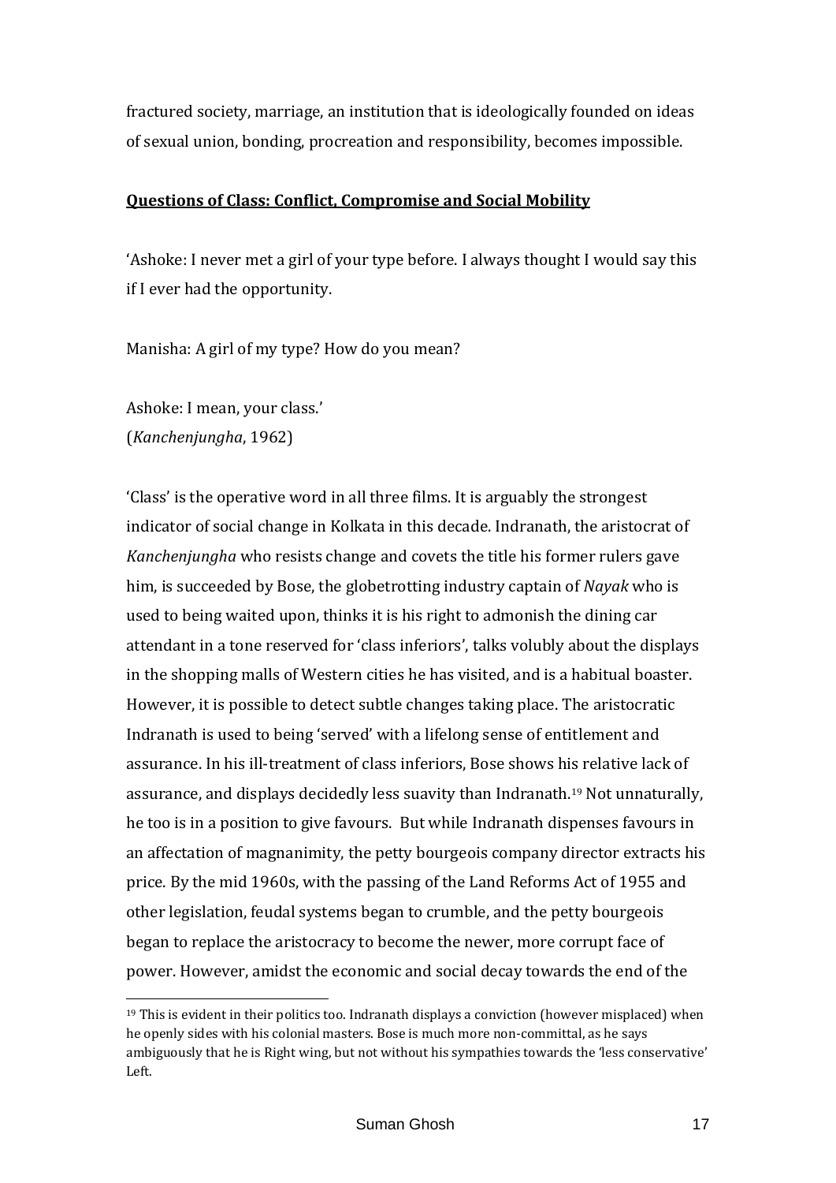fractured society, marriage, an institution that is ideologically founded on ideas of sexual union, bonding, procreation and responsibility, becomes impossible.

## Questions of Class: Conflict, Compromise and Social Mobility

'Ashoke: I never met a girl of your type before. I always thought I would say this if I ever had the opportunity.

Manisha: A girl of my type? How do you mean?

Ashoke: I mean, your class.'
(*Kanchenjungha*, 1962)

'Class' is the operative word in all three films. It is arguably the strongest indicator of social change in Kolkata in this decade. Indranath, the aristocrat of *Kanchenjungha* who resists change and covets the title his former rulers gave him, is succeeded by Bose, the globetrotting industry captain of *Nayak* who is used to being waited upon, thinks it is his right to admonish the dining car attendant in a tone reserved for 'class inferiors', talks volubly about the displays in the shopping malls of Western cities he has visited, and is a habitual boaster. However, it is possible to detect subtle changes taking place. The aristocratic Indranath is used to being 'served' with a lifelong sense of entitlement and assurance. In his ill-treatment of class inferiors, Bose shows his relative lack of assurance, and displays decidedly less suavity than Indranath.[19] Not unnaturally, he too is in a position to give favours. But while Indranath dispenses favours in an affectation of magnanimity, the petty bourgeois company director extracts his price. By the mid 1960s, with the passing of the Land Reforms Act of 1955 and other legislation, feudal systems began to crumble, and the petty bourgeois began to replace the aristocracy to become the newer, more corrupt face of power. However, amidst the economic and social decay towards the end of the

---

[19] This is evident in their politics too. Indranath displays a conviction (however misplaced) when he openly sides with his colonial masters. Bose is much more non-committal, as he says ambiguously that he is Right wing, but not without his sympathies towards the 'less conservative' Left.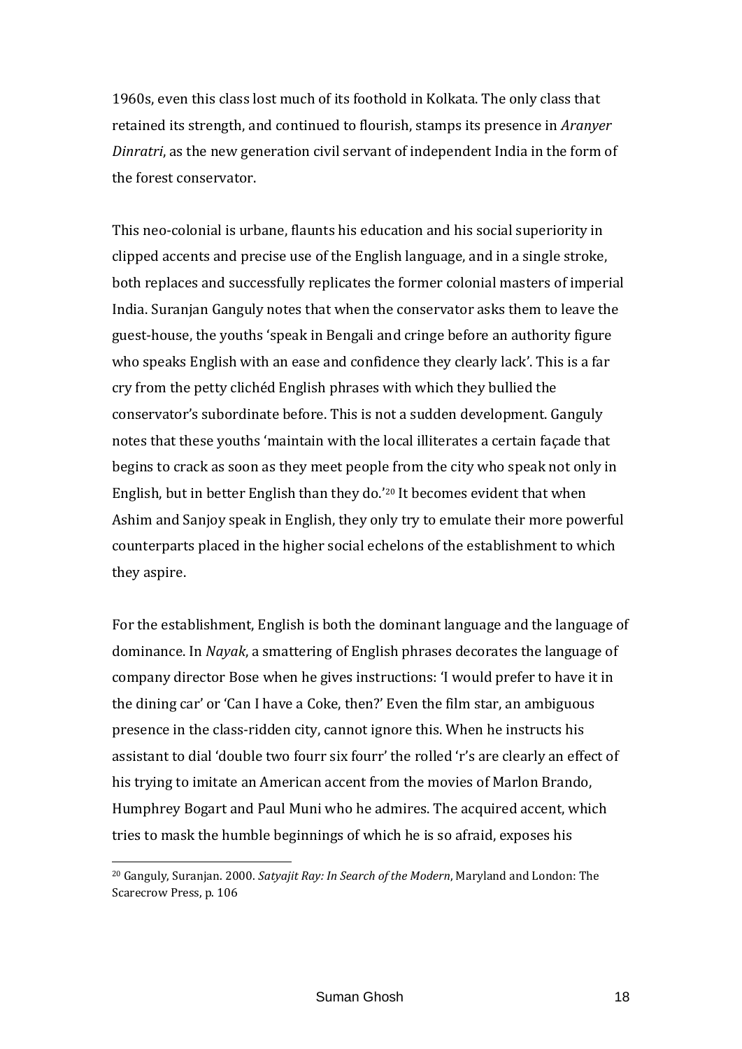1960s, even this class lost much of its foothold in Kolkata. The only class that retained its strength, and continued to flourish, stamps its presence in *Aranyer Dinratri*, as the new generation civil servant of independent India in the form of the forest conservator.

This neo-colonial is urbane, flaunts his education and his social superiority in clipped accents and precise use of the English language, and in a single stroke, both replaces and successfully replicates the former colonial masters of imperial India. Suranjan Ganguly notes that when the conservator asks them to leave the guest-house, the youths 'speak in Bengali and cringe before an authority figure who speaks English with an ease and confidence they clearly lack'. This is a far cry from the petty clichéd English phrases with which they bullied the conservator's subordinate before. This is not a sudden development. Ganguly notes that these youths 'maintain with the local illiterates a certain façade that begins to crack as soon as they meet people from the city who speak not only in English, but in better English than they do.'[20] It becomes evident that when Ashim and Sanjoy speak in English, they only try to emulate their more powerful counterparts placed in the higher social echelons of the establishment to which they aspire.

For the establishment, English is both the dominant language and the language of dominance. In *Nayak*, a smattering of English phrases decorates the language of company director Bose when he gives instructions: 'I would prefer to have it in the dining car' or 'Can I have a Coke, then?' Even the film star, an ambiguous presence in the class-ridden city, cannot ignore this. When he instructs his assistant to dial 'double two fourr six fourr' the rolled 'r's are clearly an effect of his trying to imitate an American accent from the movies of Marlon Brando, Humphrey Bogart and Paul Muni who he admires. The acquired accent, which tries to mask the humble beginnings of which he is so afraid, exposes his

[20] Ganguly, Suranjan. 2000. *Satyajit Ray: In Search of the Modern*, Maryland and London: The Scarecrow Press, p. 106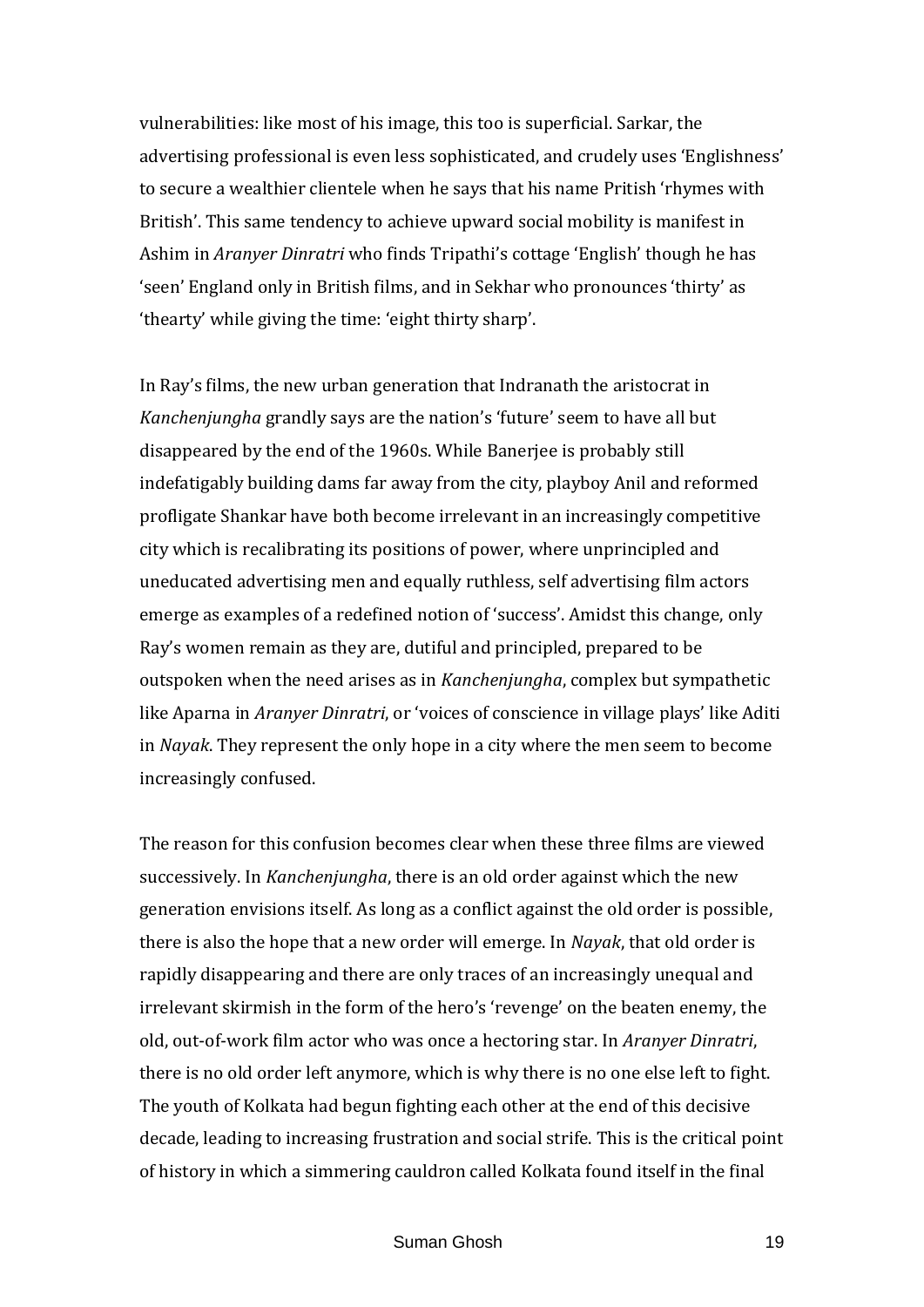vulnerabilities: like most of his image, this too is superficial. Sarkar, the advertising professional is even less sophisticated, and crudely uses 'Englishness' to secure a wealthier clientele when he says that his name Pritish 'rhymes with British'. This same tendency to achieve upward social mobility is manifest in Ashim in *Aranyer Dinratri* who finds Tripathi's cottage 'English' though he has 'seen' England only in British films, and in Sekhar who pronounces 'thirty' as 'thearty' while giving the time: 'eight thirty sharp'.

In Ray's films, the new urban generation that Indranath the aristocrat in *Kanchenjungha* grandly says are the nation's 'future' seem to have all but disappeared by the end of the 1960s. While Banerjee is probably still indefatigably building dams far away from the city, playboy Anil and reformed profligate Shankar have both become irrelevant in an increasingly competitive city which is recalibrating its positions of power, where unprincipled and uneducated advertising men and equally ruthless, self advertising film actors emerge as examples of a redefined notion of 'success'. Amidst this change, only Ray's women remain as they are, dutiful and principled, prepared to be outspoken when the need arises as in *Kanchenjungha*, complex but sympathetic like Aparna in *Aranyer Dinratri*, or 'voices of conscience in village plays' like Aditi in *Nayak*. They represent the only hope in a city where the men seem to become increasingly confused.

The reason for this confusion becomes clear when these three films are viewed successively. In *Kanchenjungha*, there is an old order against which the new generation envisions itself. As long as a conflict against the old order is possible, there is also the hope that a new order will emerge. In *Nayak*, that old order is rapidly disappearing and there are only traces of an increasingly unequal and irrelevant skirmish in the form of the hero's 'revenge' on the beaten enemy, the old, out-of-work film actor who was once a hectoring star. In *Aranyer Dinratri*, there is no old order left anymore, which is why there is no one else left to fight. The youth of Kolkata had begun fighting each other at the end of this decisive decade, leading to increasing frustration and social strife. This is the critical point of history in which a simmering cauldron called Kolkata found itself in the final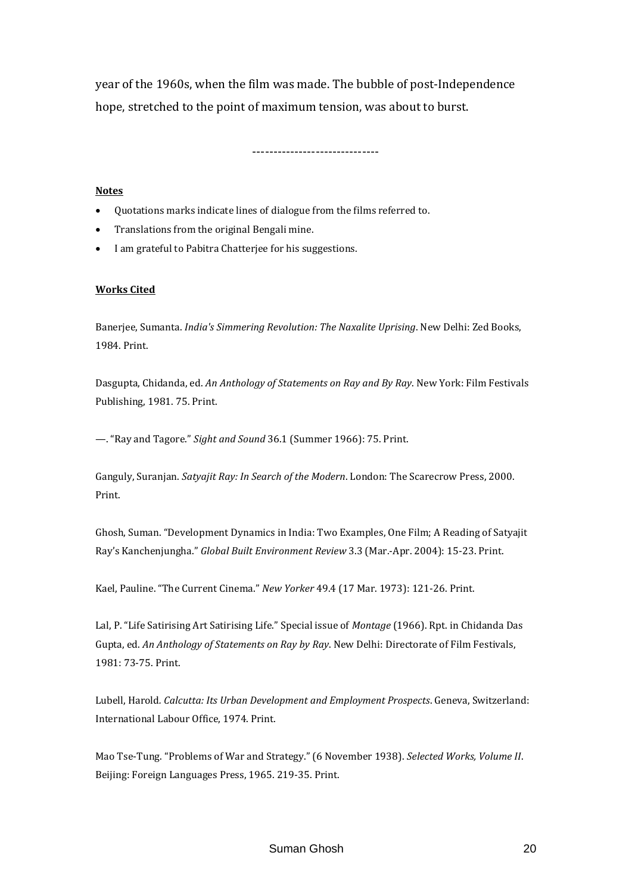year of the 1960s, when the film was made. The bubble of post-Independence hope, stretched to the point of maximum tension, was about to burst.

------------------------------

**Notes**

- Quotations marks indicate lines of dialogue from the films referred to.
- Translations from the original Bengali mine.
- I am grateful to Pabitra Chatterjee for his suggestions.

**Works Cited**

Banerjee, Sumanta. *India's Simmering Revolution: The Naxalite Uprising*. New Delhi: Zed Books, 1984. Print.

Dasgupta, Chidanda, ed. *An Anthology of Statements on Ray and By Ray*. New York: Film Festivals Publishing, 1981. 75. Print.

—. "Ray and Tagore." *Sight and Sound* 36.1 (Summer 1966): 75. Print.

Ganguly, Suranjan. *Satyajit Ray: In Search of the Modern*. London: The Scarecrow Press, 2000. Print.

Ghosh, Suman. "Development Dynamics in India: Two Examples, One Film; A Reading of Satyajit Ray's Kanchenjungha." *Global Built Environment Review* 3.3 (Mar.-Apr. 2004): 15-23. Print.

Kael, Pauline. "The Current Cinema." *New Yorker* 49.4 (17 Mar. 1973): 121-26. Print.

Lal, P. "Life Satirising Art Satirising Life." Special issue of *Montage* (1966). Rpt. in Chidanda Das Gupta, ed. *An Anthology of Statements on Ray by Ray*. New Delhi: Directorate of Film Festivals, 1981: 73-75. Print.

Lubell, Harold. *Calcutta: Its Urban Development and Employment Prospects*. Geneva, Switzerland: International Labour Office, 1974. Print.

Mao Tse-Tung. "Problems of War and Strategy." (6 November 1938). *Selected Works, Volume II*. Beijing: Foreign Languages Press, 1965. 219-35. Print.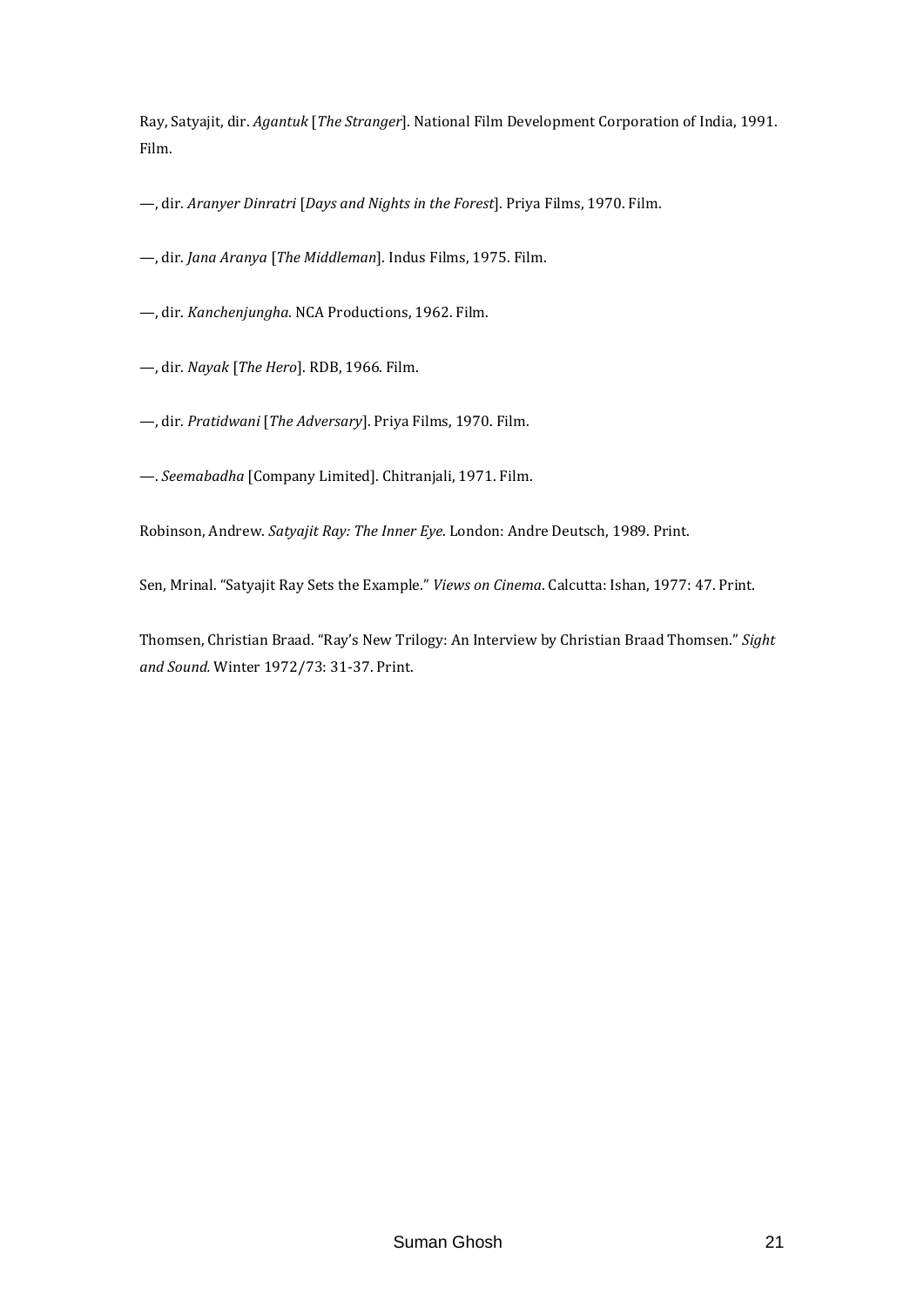Ray, Satyajit, dir. *Agantuk* [*The Stranger*]. National Film Development Corporation of India, 1991. Film.

—, dir. *Aranyer Dinratri* [*Days and Nights in the Forest*]. Priya Films, 1970. Film.

—, dir. *Jana Aranya* [*The Middleman*]. Indus Films, 1975. Film.

—, dir. *Kanchenjungha*. NCA Productions, 1962. Film.

—, dir. *Nayak* [*The Hero*]. RDB, 1966. Film.

—, dir. *Pratidwani* [*The Adversary*]. Priya Films, 1970. Film.

—. *Seemabadha* [Company Limited]. Chitranjali, 1971. Film.

Robinson, Andrew. *Satyajit Ray: The Inner Eye*. London: Andre Deutsch, 1989. Print.

Sen, Mrinal. "Satyajit Ray Sets the Example." *Views on Cinema*. Calcutta: Ishan, 1977: 47. Print.

Thomsen, Christian Braad. "Ray's New Trilogy: An Interview by Christian Braad Thomsen." *Sight and Sound.* Winter 1972/73: 31-37. Print.